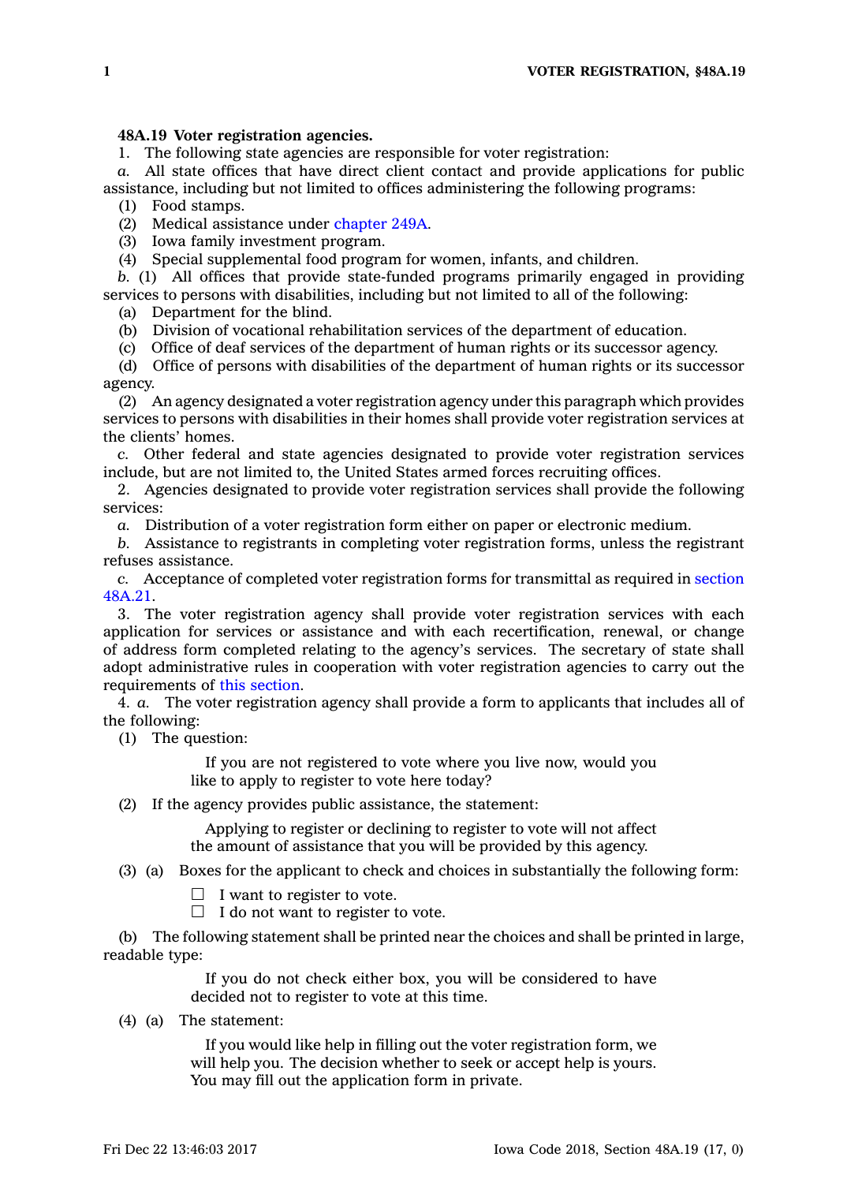**48A.19 Voter registration agencies.**

1. The following state agencies are responsible for voter registration:

*a.* All state offices that have direct client contact and provide applications for public assistance, including but not limited to offices administering the following programs:

(1) Food stamps.

(2) Medical assistance under chapter 249A.

(3) Iowa family investment program.

(4) Special supplemental food program for women, infants, and children.

*b.* (1) All offices that provide state-funded programs primarily engaged in providing services to persons with disabilities, including but not limited to all of the following:

(a) Department for the blind.

(b) Division of vocational rehabilitation services of the department of education.

(c) Office of deaf services of the department of human rights or its successor agency.

(d) Office of persons with disabilities of the department of human rights or its successor agency.

(2) An agency designated a voter registration agency under this paragraph which provides services to persons with disabilities in their homes shall provide voter registration services at the clients' homes.

*c.* Other federal and state agencies designated to provide voter registration services include, but are not limited to, the United States armed forces recruiting offices.

2. Agencies designated to provide voter registration services shall provide the following services:

*a.* Distribution of a voter registration form either on paper or electronic medium.

*b.* Assistance to registrants in completing voter registration forms, unless the registrant refuses assistance.

*c.* Acceptance of completed voter registration forms for transmittal as required in section 48A.21.

3. The voter registration agency shall provide voter registration services with each application for services or assistance and with each recertification, renewal, or change of address form completed relating to the agency's services. The secretary of state shall adopt administrative rules in cooperation with voter registration agencies to carry out the requirements of this section.

4. *a.* The voter registration agency shall provide a form to applicants that includes all of the following:

(1) The question:

> If you are not registered to vote where you live now, would you like to apply to register to vote here today?

(2) If the agency provides public assistance, the statement:

> Applying to register or declining to register to vote will not affect the amount of assistance that you will be provided by this agency.

(3) (a) Boxes for the applicant to check and choices in substantially the following form:

> ☐ I want to register to vote.
> ☐ I do not want to register to vote.

(b) The following statement shall be printed near the choices and shall be printed in large, readable type:

> If you do not check either box, you will be considered to have decided not to register to vote at this time.

(4) (a) The statement:

> If you would like help in filling out the voter registration form, we will help you. The decision whether to seek or accept help is yours. You may fill out the application form in private.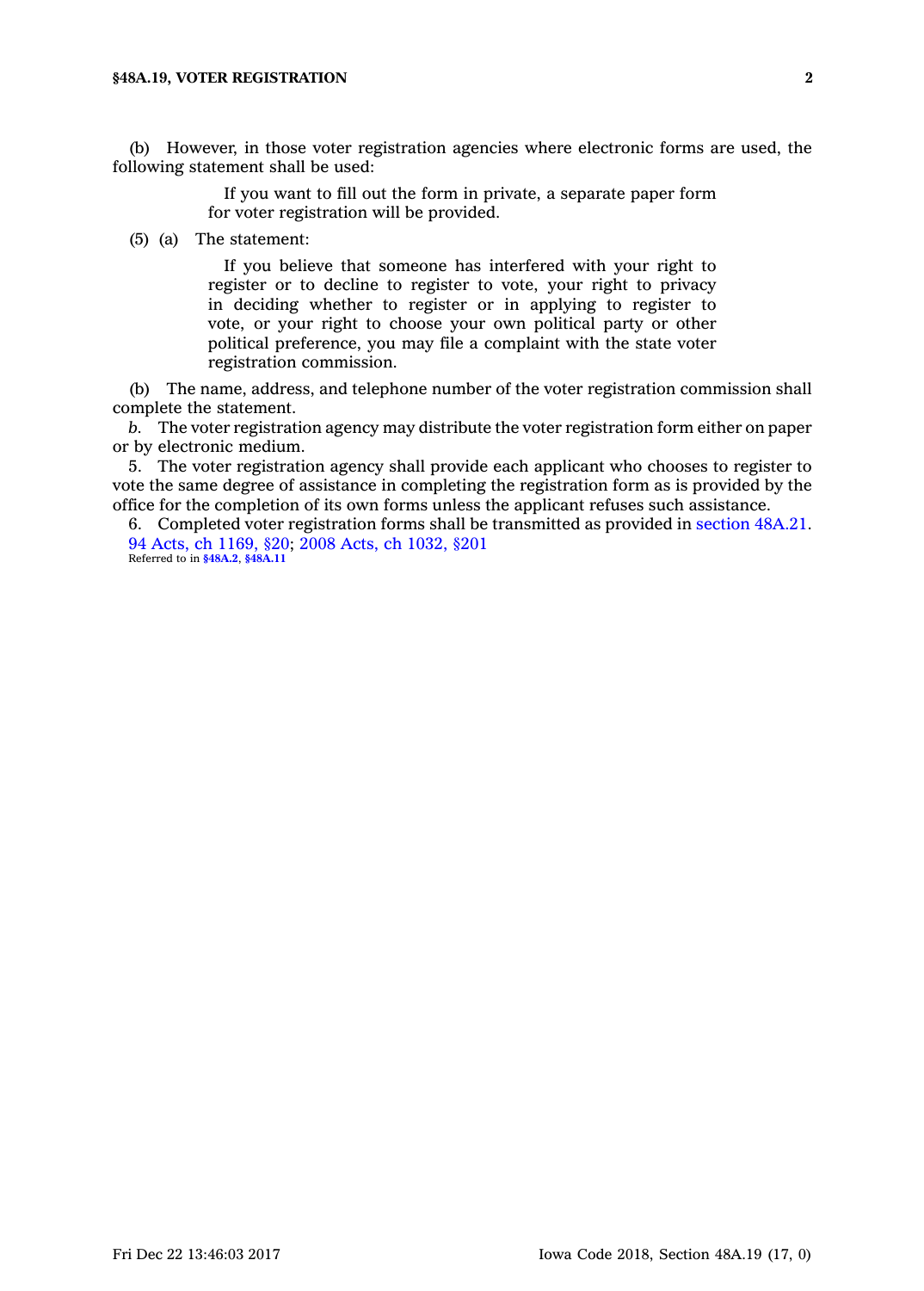(b) However, in those voter registration agencies where electronic forms are used, the following statement shall be used:

> If you want to fill out the form in private, a separate paper form for voter registration will be provided.

(5) (a) The statement:

> If you believe that someone has interfered with your right to register or to decline to register to vote, your right to privacy in deciding whether to register or in applying to register to vote, or your right to choose your own political party or other political preference, you may file a complaint with the state voter registration commission.

(b) The name, address, and telephone number of the voter registration commission shall complete the statement.

*b.* The voter registration agency may distribute the voter registration form either on paper or by electronic medium.

5. The voter registration agency shall provide each applicant who chooses to register to vote the same degree of assistance in completing the registration form as is provided by the office for the completion of its own forms unless the applicant refuses such assistance.

6. Completed voter registration forms shall be transmitted as provided in section 48A.21.

94 Acts, ch 1169, §20; 2008 Acts, ch 1032, §201

Referred to in **§48A.2**, **§48A.11**